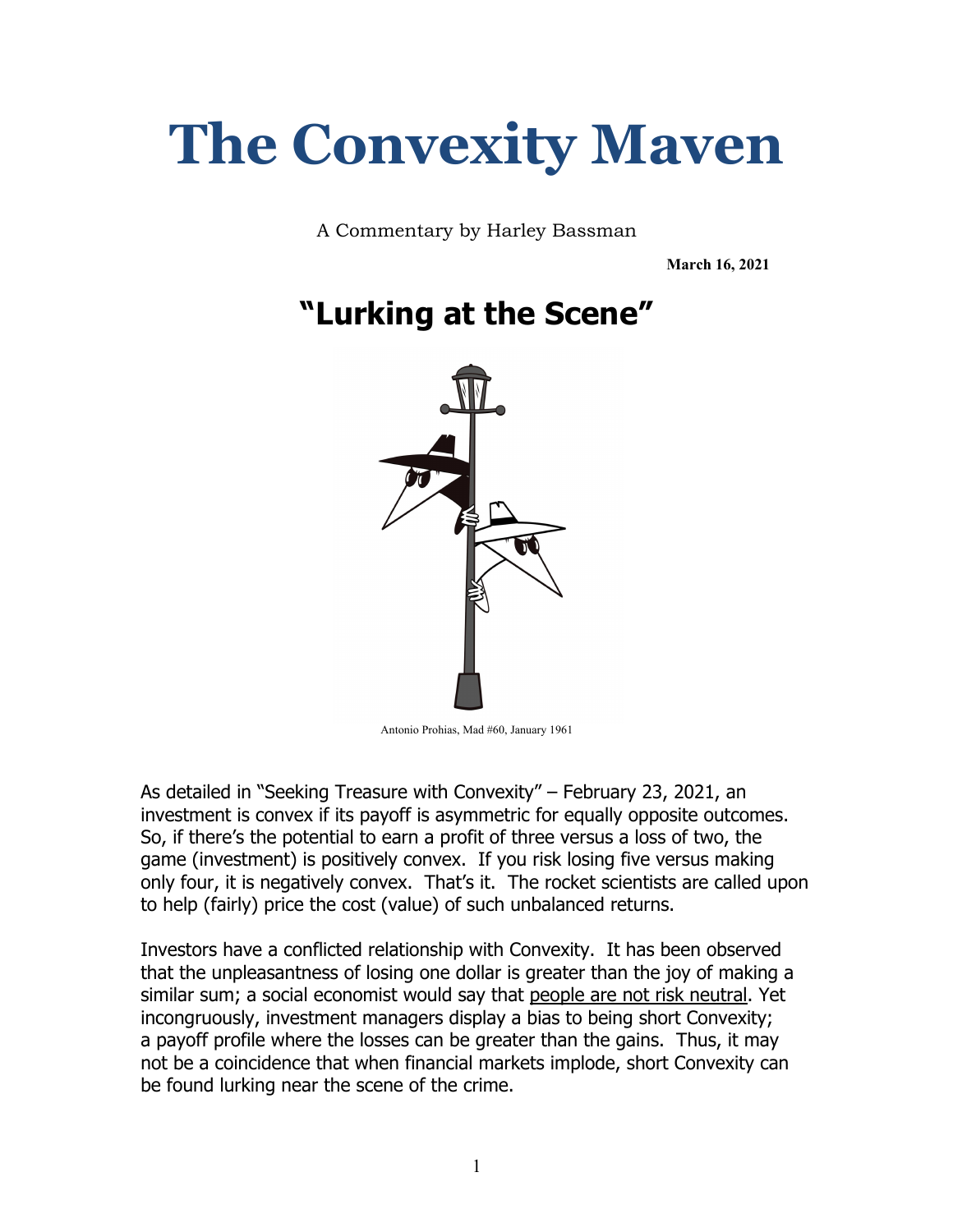# The Convexity Maven

A Commentary by Harley Bassman

**March 16, 2021**

## "Lurking at the Scene"

Antonio Prohias, Mad #60, January 1961

As detailed in "Seeking Treasure with Convexity" – February 23, 2021, an investment is convex if its payoff is asymmetric for equally opposite outcomes. So, if there's the potential to earn a profit of three versus a loss of two, the game (investment) is positively convex. If you risk losing five versus making only four, it is negatively convex. That's it. The rocket scientists are called upon to help (fairly) price the cost (value) of such unbalanced returns.

Investors have a conflicted relationship with Convexity. It has been observed that the unpleasantness of losing one dollar is greater than the joy of making a similar sum; a social economist would say that people are not risk neutral. Yet incongruously, investment managers display a bias to being short Convexity; a payoff profile where the losses can be greater than the gains. Thus, it may not be a coincidence that when financial markets implode, short Convexity can be found lurking near the scene of the crime.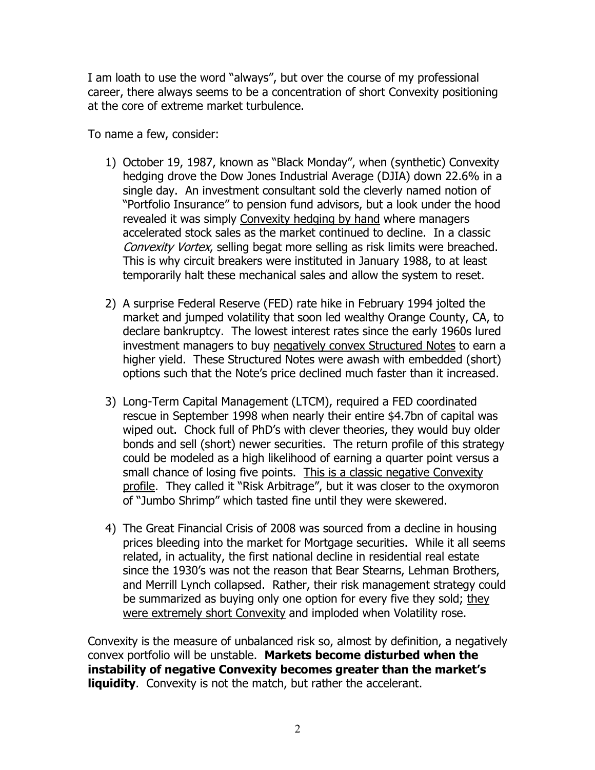I am loath to use the word "always", but over the course of my professional career, there always seems to be a concentration of short Convexity positioning at the core of extreme market turbulence.

To name a few, consider:

1) October 19, 1987, known as "Black Monday", when (synthetic) Convexity hedging drove the Dow Jones Industrial Average (DJIA) down 22.6% in a single day. An investment consultant sold the cleverly named notion of "Portfolio Insurance" to pension fund advisors, but a look under the hood revealed it was simply <u>Convexity hedging by hand</u> where managers accelerated stock sales as the market continued to decline. In a classic *Convexity Vortex*, selling begat more selling as risk limits were breached. This is why circuit breakers were instituted in January 1988, to at least temporarily halt these mechanical sales and allow the system to reset.

2) A surprise Federal Reserve (FED) rate hike in February 1994 jolted the market and jumped volatility that soon led wealthy Orange County, CA, to declare bankruptcy. The lowest interest rates since the early 1960s lured investment managers to buy <u>negatively convex Structured Notes</u> to earn a higher yield. These Structured Notes were awash with embedded (short) options such that the Note's price declined much faster than it increased.

3) Long-Term Capital Management (LTCM), required a FED coordinated rescue in September 1998 when nearly their entire $4.7bn of capital was wiped out. Chock full of PhD's with clever theories, they would buy older bonds and sell (short) newer securities. The return profile of this strategy could be modeled as a high likelihood of earning a quarter point versus a small chance of losing five points. <u>This is a classic negative Convexity profile</u>. They called it "Risk Arbitrage", but it was closer to the oxymoron of "Jumbo Shrimp" which tasted fine until they were skewered.

4) The Great Financial Crisis of 2008 was sourced from a decline in housing prices bleeding into the market for Mortgage securities. While it all seems related, in actuality, the first national decline in residential real estate since the 1930's was not the reason that Bear Stearns, Lehman Brothers, and Merrill Lynch collapsed. Rather, their risk management strategy could be summarized as buying only one option for every five they sold; <u>they were extremely short Convexity</u> and imploded when Volatility rose.

Convexity is the measure of unbalanced risk so, almost by definition, a negatively convex portfolio will be unstable. **Markets become disturbed when the instability of negative Convexity becomes greater than the market's liquidity**. Convexity is not the match, but rather the accelerant.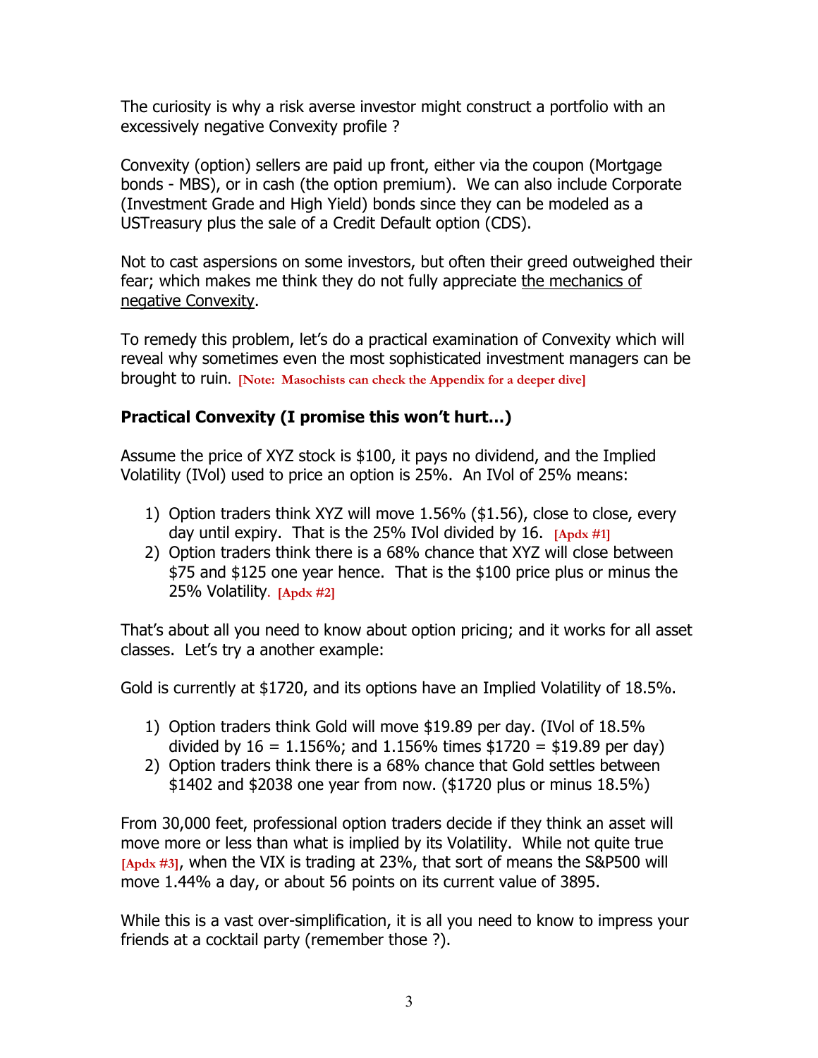The curiosity is why a risk averse investor might construct a portfolio with an excessively negative Convexity profile ?

Convexity (option) sellers are paid up front, either via the coupon (Mortgage bonds - MBS), or in cash (the option premium). We can also include Corporate (Investment Grade and High Yield) bonds since they can be modeled as a USTreasury plus the sale of a Credit Default option (CDS).

Not to cast aspersions on some investors, but often their greed outweighed their fear; which makes me think they do not fully appreciate the mechanics of negative Convexity.

To remedy this problem, let's do a practical examination of Convexity which will reveal why sometimes even the most sophisticated investment managers can be brought to ruin. **[Note: Masochists can check the Appendix for a deeper dive]**

### Practical Convexity (I promise this won't hurt...)

Assume the price of XYZ stock is $100, it pays no dividend, and the Implied Volatility (IVol) used to price an option is 25%. An IVol of 25% means:

1) Option traders think XYZ will move 1.56% ($1.56), close to close, every day until expiry. That is the 25% IVol divided by 16. **[Apdx #1]**
2) Option traders think there is a 68% chance that XYZ will close between $75 and $125 one year hence. That is the $100 price plus or minus the 25% Volatility. **[Apdx #2]**

That's about all you need to know about option pricing; and it works for all asset classes. Let's try a another example:

Gold is currently at $1720, and its options have an Implied Volatility of 18.5%.

1) Option traders think Gold will move $19.89 per day. (IVol of 18.5% divided by 16 = 1.156%; and 1.156% times $1720 = $19.89 per day)
2) Option traders think there is a 68% chance that Gold settles between $1402 and $2038 one year from now. ($1720 plus or minus 18.5%)

From 30,000 feet, professional option traders decide if they think an asset will move more or less than what is implied by its Volatility. While not quite true **[Apdx #3]**, when the VIX is trading at 23%, that sort of means the S&P500 will move 1.44% a day, or about 56 points on its current value of 3895.

While this is a vast over-simplification, it is all you need to know to impress your friends at a cocktail party (remember those ?).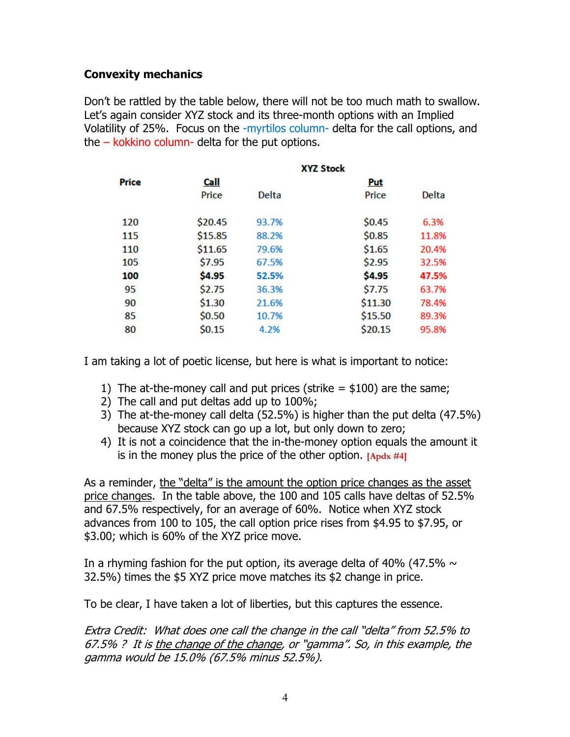### Convexity mechanics

Don't be rattled by the table below, there will not be too much math to swallow. Let's again consider XYZ stock and its three-month options with an Implied Volatility of 25%. Focus on the -myrtilos column- delta for the call options, and the – kokkino column- delta for the put options.

| XYZ Stock | | | | |
|---|---|---|---|---|
| **Price** | **Call** | | **Put** | |
| | Price | Delta | Price | Delta |
| 120 | $20.45 | 93.7% | $0.45 | 6.3% |
| 115 | $15.85 | 88.2% | $0.85 | 11.8% |
| 110 | $11.65 | 79.6% | $1.65 | 20.4% |
| 105 | $7.95 | 67.5% | $2.95 | 32.5% |
| **100** | **$4.95** | **52.5%** | **$4.95** | **47.5%** |
| 95 | $2.75 | 36.3% | $7.75 | 63.7% |
| 90 | $1.30 | 21.6% | $11.30 | 78.4% |
| 85 | $0.50 | 10.7% | $15.50 | 89.3% |
| 80 | $0.15 | 4.2% | $20.15 | 95.8% |

I am taking a lot of poetic license, but here is what is important to notice:

1) The at-the-money call and put prices (strike = $100) are the same;
2) The call and put deltas add up to 100%;
3) The at-the-money call delta (52.5%) is higher than the put delta (47.5%) because XYZ stock can go up a lot, but only down to zero;
4) It is not a coincidence that the in-the-money option equals the amount it is in the money plus the price of the other option. **[Apdx #4]**

As a reminder, <u>the "delta" is the amount the option price changes as the asset price changes</u>. In the table above, the 100 and 105 calls have deltas of 52.5% and 67.5% respectively, for an average of 60%. Notice when XYZ stock advances from 100 to 105, the call option price rises from $4.95 to $7.95, or $3.00; which is 60% of the XYZ price move.

In a rhyming fashion for the put option, its average delta of 40% (47.5% ~ 32.5%) times the $5 XYZ price move matches its $2 change in price.

To be clear, I have taken a lot of liberties, but this captures the essence.

*Extra Credit: What does one call the change in the call "delta" from 52.5% to 67.5% ? It is <u>the change of the change</u>, or "gamma". So, in this example, the gamma would be 15.0% (67.5% minus 52.5%).*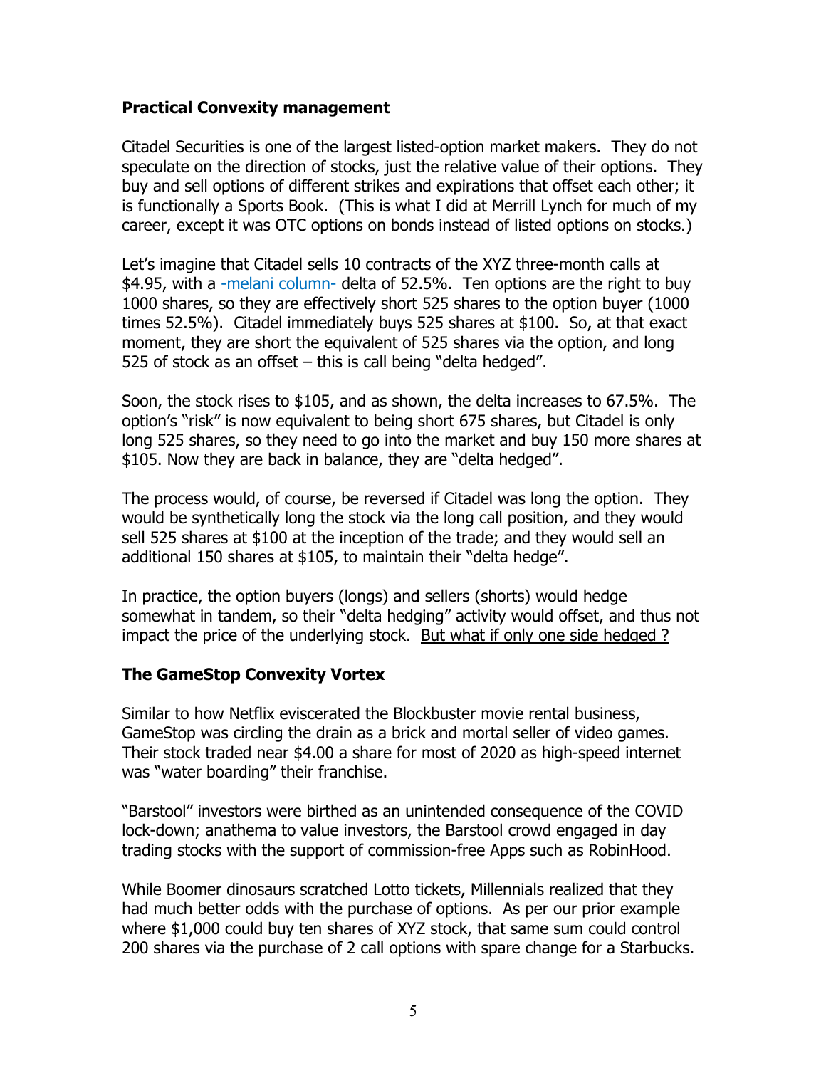**Practical Convexity management**

Citadel Securities is one of the largest listed-option market makers. They do not speculate on the direction of stocks, just the relative value of their options. They buy and sell options of different strikes and expirations that offset each other; it is functionally a Sports Book. (This is what I did at Merrill Lynch for much of my career, except it was OTC options on bonds instead of listed options on stocks.)

Let's imagine that Citadel sells 10 contracts of the XYZ three-month calls at $4.95, with a -melani column- delta of 52.5%. Ten options are the right to buy 1000 shares, so they are effectively short 525 shares to the option buyer (1000 times 52.5%). Citadel immediately buys 525 shares at $100. So, at that exact moment, they are short the equivalent of 525 shares via the option, and long 525 of stock as an offset – this is call being "delta hedged".

Soon, the stock rises to $105, and as shown, the delta increases to 67.5%. The option's "risk" is now equivalent to being short 675 shares, but Citadel is only long 525 shares, so they need to go into the market and buy 150 more shares at $105. Now they are back in balance, they are "delta hedged".

The process would, of course, be reversed if Citadel was long the option. They would be synthetically long the stock via the long call position, and they would sell 525 shares at $100 at the inception of the trade; and they would sell an additional 150 shares at $105, to maintain their "delta hedge".

In practice, the option buyers (longs) and sellers (shorts) would hedge somewhat in tandem, so their "delta hedging" activity would offset, and thus not impact the price of the underlying stock. <u>But what if only one side hedged ?</u>

**The GameStop Convexity Vortex**

Similar to how Netflix eviscerated the Blockbuster movie rental business, GameStop was circling the drain as a brick and mortal seller of video games. Their stock traded near $4.00 a share for most of 2020 as high-speed internet was "water boarding" their franchise.

"Barstool" investors were birthed as an unintended consequence of the COVID lock-down; anathema to value investors, the Barstool crowd engaged in day trading stocks with the support of commission-free Apps such as RobinHood.

While Boomer dinosaurs scratched Lotto tickets, Millennials realized that they had much better odds with the purchase of options. As per our prior example where $1,000 could buy ten shares of XYZ stock, that same sum could control 200 shares via the purchase of 2 call options with spare change for a Starbucks.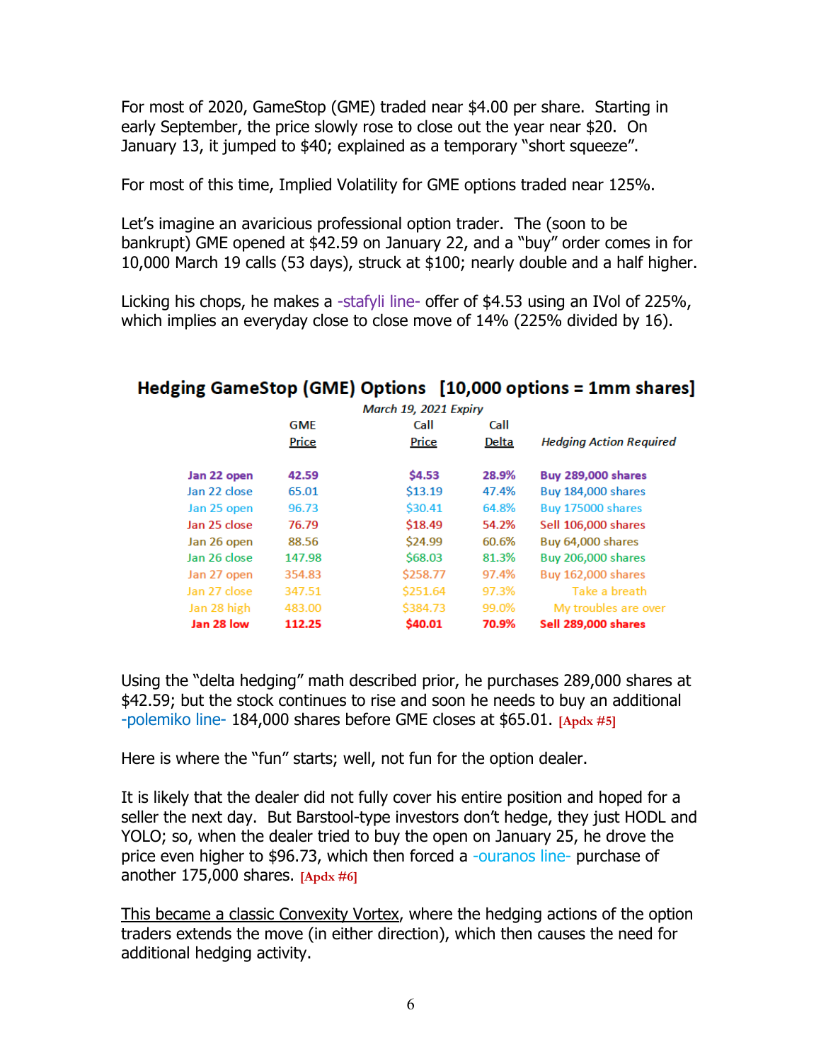For most of 2020, GameStop (GME) traded near $4.00 per share. Starting in early September, the price slowly rose to close out the year near $20. On January 13, it jumped to $40; explained as a temporary "short squeeze".

For most of this time, Implied Volatility for GME options traded near 125%.

Let's imagine an avaricious professional option trader. The (soon to be bankrupt) GME opened at $42.59 on January 22, and a "buy" order comes in for 10,000 March 19 calls (53 days), struck at $100; nearly double and a half higher.

Licking his chops, he makes a -stafyli line- offer of $4.53 using an IVol of 225%, which implies an everyday close to close move of 14% (225% divided by 16).

**Hedging GameStop (GME) Options [10,000 options = 1mm shares]**

*March 19, 2021 Expiry*

| | GME Price | Call Price | Call Delta | *Hedging Action Required* |
|---|---|---|---|---|
| **Jan 22 open** | **42.59** | **$4.53** | **28.9%** | **Buy 289,000 shares** |
| Jan 22 close | 65.01 | $13.19 | 47.4% | Buy 184,000 shares |
| Jan 25 open | 96.73 | $30.41 | 64.8% | Buy 175000 shares |
| Jan 25 close | 76.79 | $18.49 | 54.2% | Sell 106,000 shares |
| Jan 26 open | 88.56 | $24.99 | 60.6% | Buy 64,000 shares |
| Jan 26 close | 147.98 | $68.03 | 81.3% | Buy 206,000 shares |
| Jan 27 open | 354.83 | $258.77 | 97.4% | Buy 162,000 shares |
| Jan 27 close | 347.51 | $251.64 | 97.3% | Take a breath |
| Jan 28 high | 483.00 | $384.73 | 99.0% | My troubles are over |
| **Jan 28 low** | **112.25** | **$40.01** | **70.9%** | **Sell 289,000 shares** |

Using the "delta hedging" math described prior, he purchases 289,000 shares at $42.59; but the stock continues to rise and soon he needs to buy an additional -polemiko line- 184,000 shares before GME closes at $65.01. [Apdx #5]

Here is where the "fun" starts; well, not fun for the option dealer.

It is likely that the dealer did not fully cover his entire position and hoped for a seller the next day. But Barstool-type investors don't hedge, they just HODL and YOLO; so, when the dealer tried to buy the open on January 25, he drove the price even higher to $96.73, which then forced a -ouranos line- purchase of another 175,000 shares. [Apdx #6]

This became a classic Convexity Vortex, where the hedging actions of the option traders extends the move (in either direction), which then causes the need for additional hedging activity.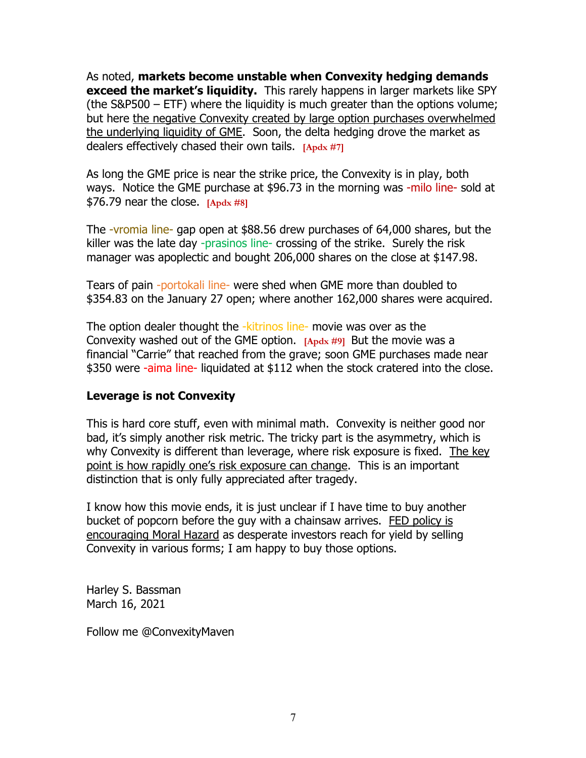As noted, **markets become unstable when Convexity hedging demands exceed the market's liquidity.** This rarely happens in larger markets like SPY (the S&P500 – ETF) where the liquidity is much greater than the options volume; but here <u>the negative Convexity created by large option purchases overwhelmed the underlying liquidity of GME</u>. Soon, the delta hedging drove the market as dealers effectively chased their own tails. **[Apdx #7]**

As long the GME price is near the strike price, the Convexity is in play, both ways. Notice the GME purchase at $96.73 in the morning was -milo line- sold at $76.79 near the close. **[Apdx #8]**

The -vromia line- gap open at $88.56 drew purchases of 64,000 shares, but the killer was the late day -prasinos line- crossing of the strike. Surely the risk manager was apoplectic and bought 206,000 shares on the close at $147.98.

Tears of pain -portokali line- were shed when GME more than doubled to $354.83 on the January 27 open; where another 162,000 shares were acquired.

The option dealer thought the -kitrinos line- movie was over as the Convexity washed out of the GME option. **[Apdx #9]** But the movie was a financial "Carrie" that reached from the grave; soon GME purchases made near $350 were -aima line- liquidated at $112 when the stock cratered into the close.

### Leverage is not Convexity

This is hard core stuff, even with minimal math. Convexity is neither good nor bad, it's simply another risk metric. The tricky part is the asymmetry, which is why Convexity is different than leverage, where risk exposure is fixed. <u>The key point is how rapidly one's risk exposure can change</u>. This is an important distinction that is only fully appreciated after tragedy.

I know how this movie ends, it is just unclear if I have time to buy another bucket of popcorn before the guy with a chainsaw arrives. <u>FED policy is encouraging Moral Hazard</u> as desperate investors reach for yield by selling Convexity in various forms; I am happy to buy those options.

Harley S. Bassman
March 16, 2021

Follow me @ConvexityMaven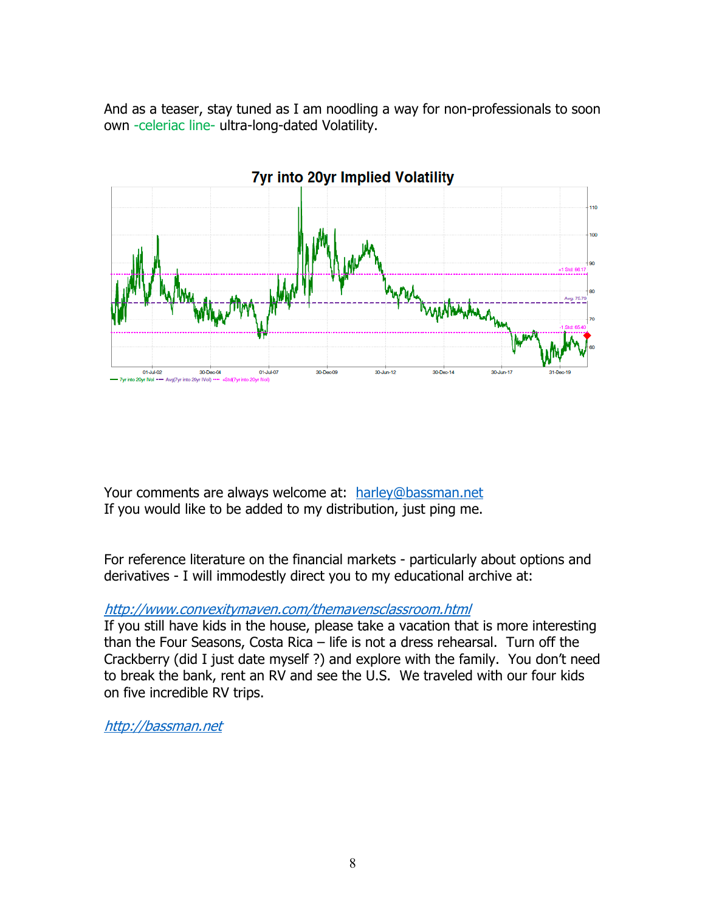And as a teaser, stay tuned as I am noodling a way for non-professionals to soon own -celeriac line- ultra-long-dated Volatility.

Your comments are always welcome at: [harley@bassman.net](mailto:harley@bassman.net)
If you would like to be added to my distribution, just ping me.

For reference literature on the financial markets - particularly about options and derivatives - I will immodestly direct you to my educational archive at:

[*http://www.convexitymaven.com/themavensclassroom.html*](http://www.convexitymaven.com/themavensclassroom.html)
If you still have kids in the house, please take a vacation that is more interesting than the Four Seasons, Costa Rica – life is not a dress rehearsal. Turn off the Crackberry (did I just date myself ?) and explore with the family. You don't need to break the bank, rent an RV and see the U.S. We traveled with our four kids on five incredible RV trips.

[*http://bassman.net*](http://bassman.net)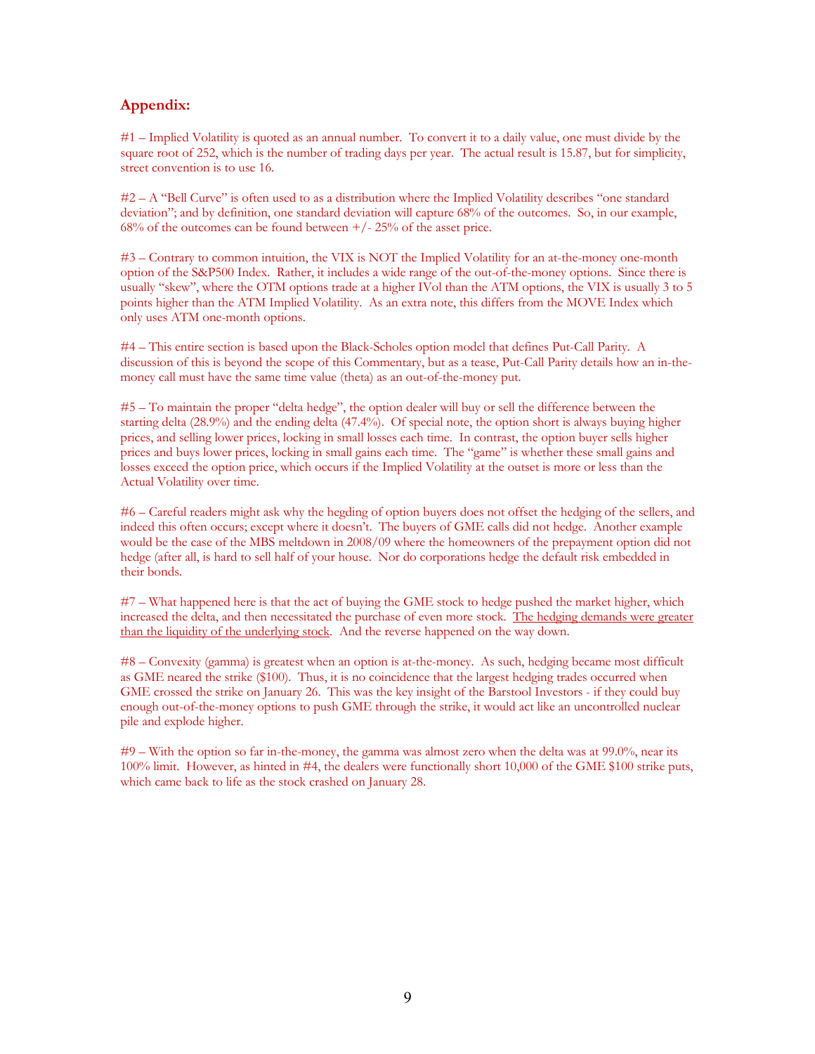## Appendix:

#1 – Implied Volatility is quoted as an annual number. To convert it to a daily value, one must divide by the square root of 252, which is the number of trading days per year. The actual result is 15.87, but for simplicity, street convention is to use 16.

#2 – A "Bell Curve" is often used to as a distribution where the Implied Volatility describes "one standard deviation"; and by definition, one standard deviation will capture 68% of the outcomes. So, in our example, 68% of the outcomes can be found between +/- 25% of the asset price.

#3 – Contrary to common intuition, the VIX is NOT the Implied Volatility for an at-the-money one-month option of the S&P500 Index. Rather, it includes a wide range of the out-of-the-money options. Since there is usually "skew", where the OTM options trade at a higher IVol than the ATM options, the VIX is usually 3 to 5 points higher than the ATM Implied Volatility. As an extra note, this differs from the MOVE Index which only uses ATM one-month options.

#4 – This entire section is based upon the Black-Scholes option model that defines Put-Call Parity. A discussion of this is beyond the scope of this Commentary, but as a tease, Put-Call Parity details how an in-the-money call must have the same time value (theta) as an out-of-the-money put.

#5 – To maintain the proper "delta hedge", the option dealer will buy or sell the difference between the starting delta (28.9%) and the ending delta (47.4%). Of special note, the option short is always buying higher prices, and selling lower prices, locking in small losses each time. In contrast, the option buyer sells higher prices and buys lower prices, locking in small gains each time. The "game" is whether these small gains and losses exceed the option price, which occurs if the Implied Volatility at the outset is more or less than the Actual Volatility over time.

#6 – Careful readers might ask why the hegding of option buyers does not offset the hedging of the sellers, and indeed this often occurs; except where it doesn't. The buyers of GME calls did not hedge. Another example would be the case of the MBS meltdown in 2008/09 where the homeowners of the prepayment option did not hedge (after all, is hard to sell half of your house. Nor do corporations hedge the default risk embedded in their bonds.

#7 – What happened here is that the act of buying the GME stock to hedge pushed the market higher, which increased the delta, and then necessitated the purchase of even more stock. <u>The hedging demands were greater than the liquidity of the underlying stock</u>. And the reverse happened on the way down.

#8 – Convexity (gamma) is greatest when an option is at-the-money. As such, hedging became most difficult as GME neared the strike ($100). Thus, it is no coincidence that the largest hedging trades occurred when GME crossed the strike on January 26. This was the key insight of the Barstool Investors - if they could buy enough out-of-the-money options to push GME through the strike, it would act like an uncontrolled nuclear pile and explode higher.

#9 – With the option so far in-the-money, the gamma was almost zero when the delta was at 99.0%, near its 100% limit. However, as hinted in #4, the dealers were functionally short 10,000 of the GME $100 strike puts, which came back to life as the stock crashed on January 28.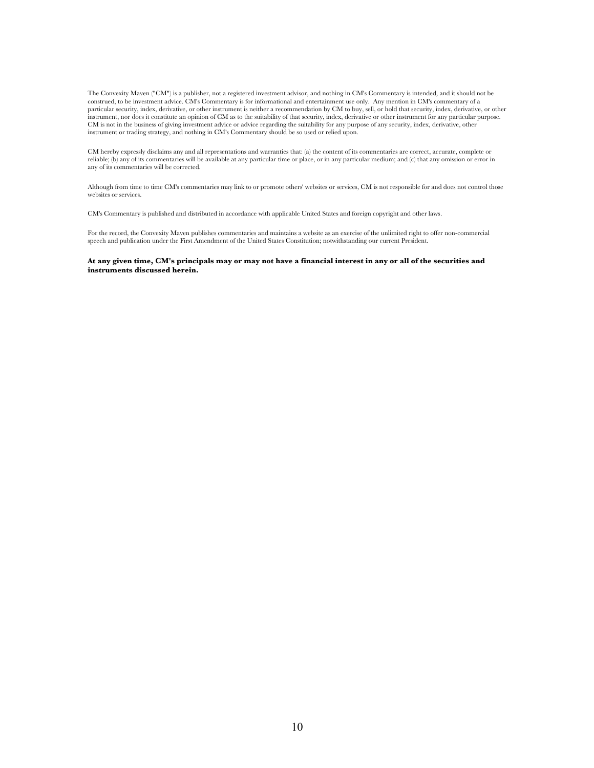The Convexity Maven ("CM") is a publisher, not a registered investment advisor, and nothing in CM's Commentary is intended, and it should not be construed, to be investment advice. CM's Commentary is for informational and entertainment use only. Any mention in CM's commentary of a particular security, index, derivative, or other instrument is neither a recommendation by CM to buy, sell, or hold that security, index, derivative, or other instrument, nor does it constitute an opinion of CM as to the suitability of that security, index, derivative or other instrument for any particular purpose. CM is not in the business of giving investment advice or advice regarding the suitability for any purpose of any security, index, derivative, other instrument or trading strategy, and nothing in CM's Commentary should be so used or relied upon.

CM hereby expressly disclaims any and all representations and warranties that: (a) the content of its commentaries are correct, accurate, complete or reliable; (b) any of its commentaries will be available at any particular time or place, or in any particular medium; and (c) that any omission or error in any of its commentaries will be corrected.

Although from time to time CM's commentaries may link to or promote others' websites or services, CM is not responsible for and does not control those websites or services.

CM's Commentary is published and distributed in accordance with applicable United States and foreign copyright and other laws.

For the record, the Convexity Maven publishes commentaries and maintains a website as an exercise of the unlimited right to offer non-commercial speech and publication under the First Amendment of the United States Constitution; notwithstanding our current President.

**At any given time, CM's principals may or may not have a financial interest in any or all of the securities and instruments discussed herein.**